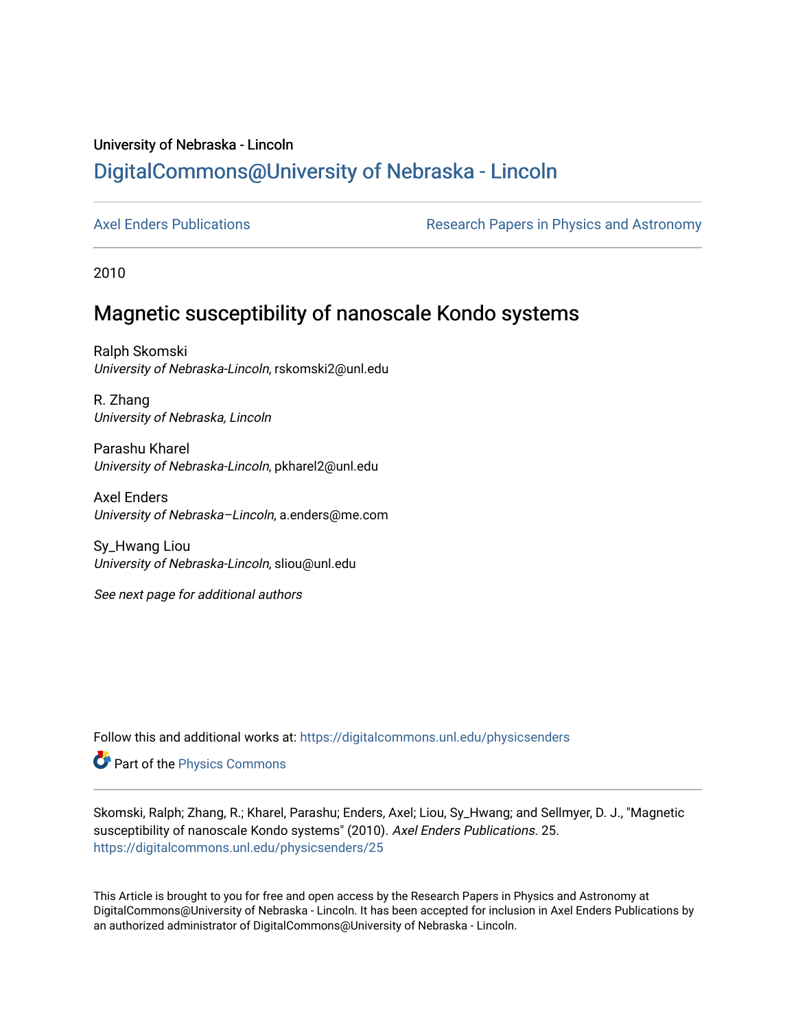University of Nebraska - Lincoln

## DigitalCommons@University of Nebraska - Lincoln

Axel Enders Publications | Research Papers in Physics and Astronomy

2010

# Magnetic susceptibility of nanoscale Kondo systems

Ralph Skomski
*University of Nebraska-Lincoln*, rskomski2@unl.edu

R. Zhang
*University of Nebraska, Lincoln*

Parashu Kharel
*University of Nebraska-Lincoln*, pkharel2@unl.edu

Axel Enders
*University of Nebraska–Lincoln*, a.enders@me.com

Sy_Hwang Liou
*University of Nebraska-Lincoln*, sliou@unl.edu

*See next page for additional authors*

Follow this and additional works at: https://digitalcommons.unl.edu/physicsenders

Part of the Physics Commons

Skomski, Ralph; Zhang, R.; Kharel, Parashu; Enders, Axel; Liou, Sy_Hwang; and Sellmyer, D. J., "Magnetic susceptibility of nanoscale Kondo systems" (2010). *Axel Enders Publications*. 25.
https://digitalcommons.unl.edu/physicsenders/25

This Article is brought to you for free and open access by the Research Papers in Physics and Astronomy at DigitalCommons@University of Nebraska - Lincoln. It has been accepted for inclusion in Axel Enders Publications by an authorized administrator of DigitalCommons@University of Nebraska - Lincoln.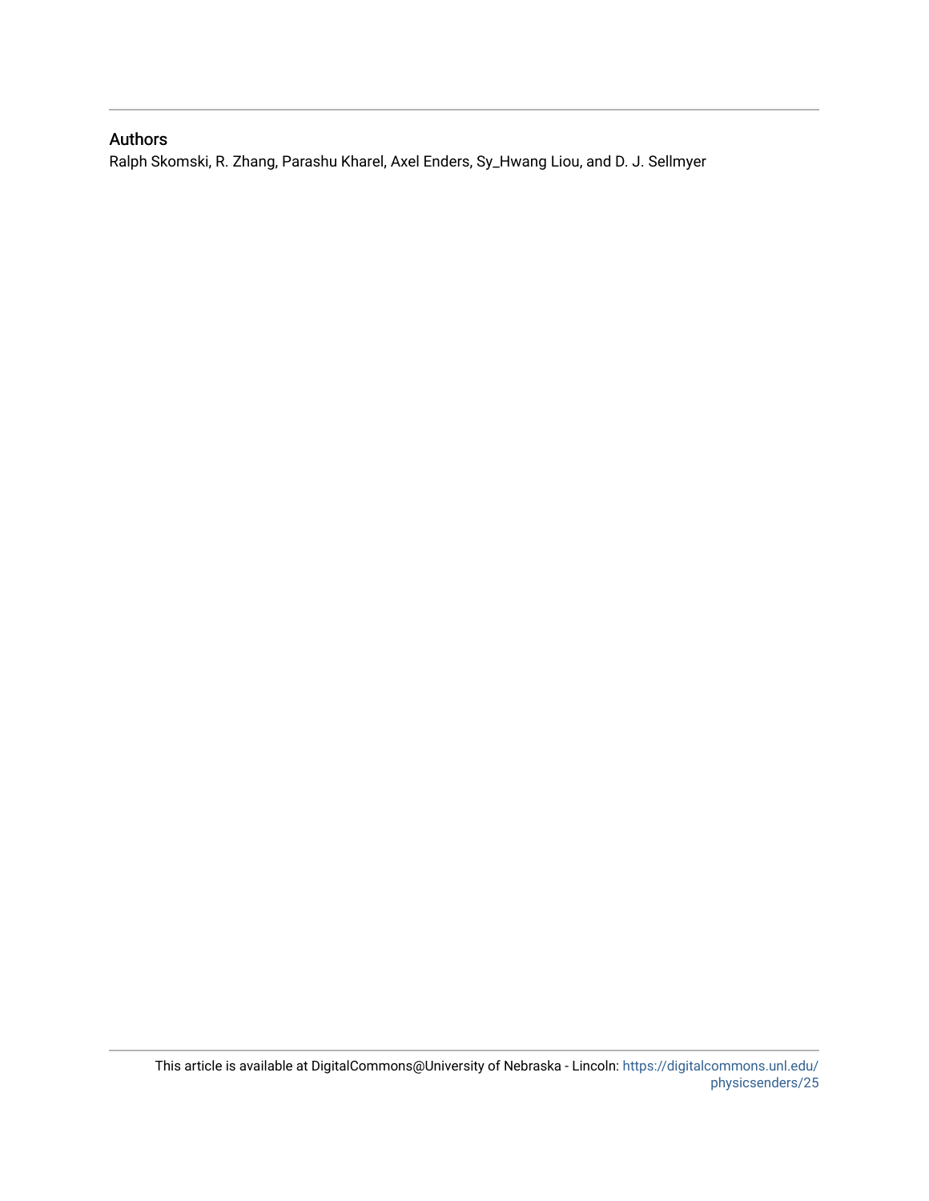## Authors

Ralph Skomski, R. Zhang, Parashu Kharel, Axel Enders, Sy_Hwang Liou, and D. J. Sellmyer

This article is available at DigitalCommons@University of Nebraska - Lincoln: https://digitalcommons.unl.edu/physicsenders/25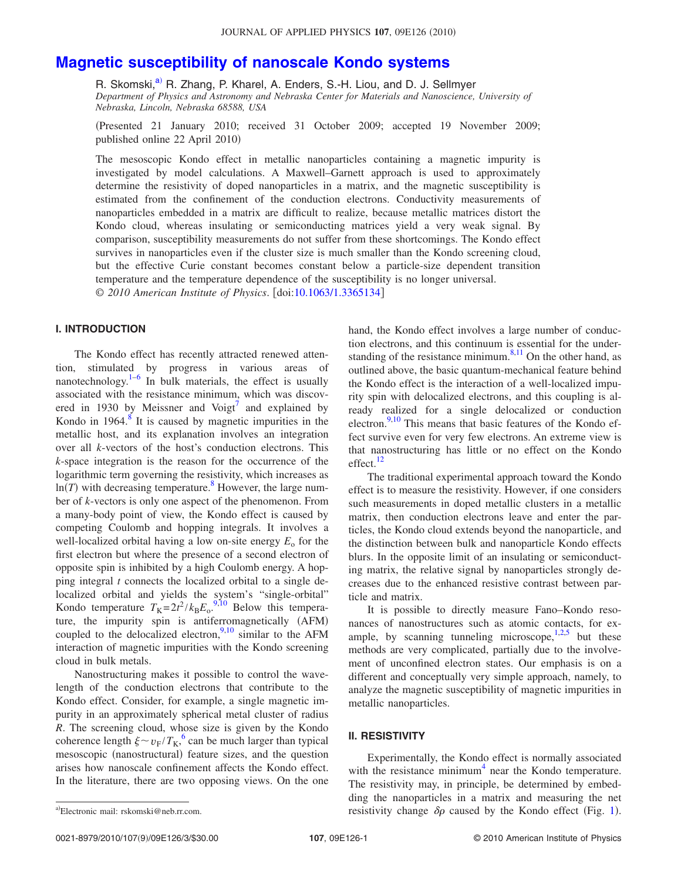# Magnetic susceptibility of nanoscale Kondo systems

R. Skomski,[a)] R. Zhang, P. Kharel, A. Enders, S.-H. Liou, and D. J. Sellmyer

*Department of Physics and Astronomy and Nebraska Center for Materials and Nanoscience, University of Nebraska, Lincoln, Nebraska 68588, USA*

(Presented 21 January 2010; received 31 October 2009; accepted 19 November 2009; published online 22 April 2010)

The mesoscopic Kondo effect in metallic nanoparticles containing a magnetic impurity is investigated by model calculations. A Maxwell–Garnett approach is used to approximately determine the resistivity of doped nanoparticles in a matrix, and the magnetic susceptibility is estimated from the confinement of the conduction electrons. Conductivity measurements of nanoparticles embedded in a matrix are difficult to realize, because metallic matrices distort the Kondo cloud, whereas insulating or semiconducting matrices yield a very weak signal. By comparison, susceptibility measurements do not suffer from these shortcomings. The Kondo effect survives in nanoparticles even if the cluster size is much smaller than the Kondo screening cloud, but the effective Curie constant becomes constant below a particle-size dependent transition temperature and the temperature dependence of the susceptibility is no longer universal. © *2010 American Institute of Physics*. [doi:10.1063/1.3365134]

## I. INTRODUCTION

The Kondo effect has recently attracted renewed attention, stimulated by progress in various areas of nanotechnology.[1–6] In bulk materials, the effect is usually associated with the resistance minimum, which was discovered in 1930 by Meissner and Voigt[7] and explained by Kondo in 1964.[8] It is caused by magnetic impurities in the metallic host, and its explanation involves an integration over all $k$-vectors of the host's conduction electrons. This $k$-space integration is the reason for the occurrence of the logarithmic term governing the resistivity, which increases as $\ln(T)$ with decreasing temperature.[8] However, the large number of $k$-vectors is only one aspect of the phenomenon. From a many-body point of view, the Kondo effect is caused by competing Coulomb and hopping integrals. It involves a well-localized orbital having a low on-site energy $E_o$ for the first electron but where the presence of a second electron of opposite spin is inhibited by a high Coulomb energy. A hopping integral $t$ connects the localized orbital to a single delocalized orbital and yields the system's "single-orbital" Kondo temperature $T_K = 2t^2/k_B E_o$.[9,10] Below this temperature, the impurity spin is antiferromagnetically (AFM) coupled to the delocalized electron,[9,10] similar to the AFM interaction of magnetic impurities with the Kondo screening cloud in bulk metals.

Nanostructuring makes it possible to control the wavelength of the conduction electrons that contribute to the Kondo effect. Consider, for example, a single magnetic impurity in an approximately spherical metal cluster of radius $R$. The screening cloud, whose size is given by the Kondo coherence length $\xi \sim v_F/T_K$,[6] can be much larger than typical mesoscopic (nanostructural) feature sizes, and the question arises how nanoscale confinement affects the Kondo effect. In the literature, there are two opposing views. On the one hand, the Kondo effect involves a large number of conduction electrons, and this continuum is essential for the understanding of the resistance minimum.[8,11] On the other hand, as outlined above, the basic quantum-mechanical feature behind the Kondo effect is the interaction of a well-localized impurity spin with delocalized electrons, and this coupling is already realized for a single delocalized or conduction electron.[9,10] This means that basic features of the Kondo effect survive even for very few electrons. An extreme view is that nanostructuring has little or no effect on the Kondo effect.[12]

The traditional experimental approach toward the Kondo effect is to measure the resistivity. However, if one considers such measurements in doped metallic clusters in a metallic matrix, then conduction electrons leave and enter the particles, the Kondo cloud extends beyond the nanoparticle, and the distinction between bulk and nanoparticle Kondo effects blurs. In the opposite limit of an insulating or semiconducting matrix, the relative signal by nanoparticles strongly decreases due to the enhanced resistive contrast between particle and matrix.

It is possible to directly measure Fano–Kondo resonances of nanostructures such as atomic contacts, for example, by scanning tunneling microscope,[1,2,5] but these methods are very complicated, partially due to the involvement of unconfined electron states. Our emphasis is on a different and conceptually very simple approach, namely, to analyze the magnetic susceptibility of magnetic impurities in metallic nanoparticles.

## II. RESISTIVITY

Experimentally, the Kondo effect is normally associated with the resistance minimum[4] near the Kondo temperature. The resistivity may, in principle, be determined by embedding the nanoparticles in a matrix and measuring the net resistivity change $\delta\rho$ caused by the Kondo effect (Fig. 1).

[a)]Electronic mail: rskomski@neb.rr.com.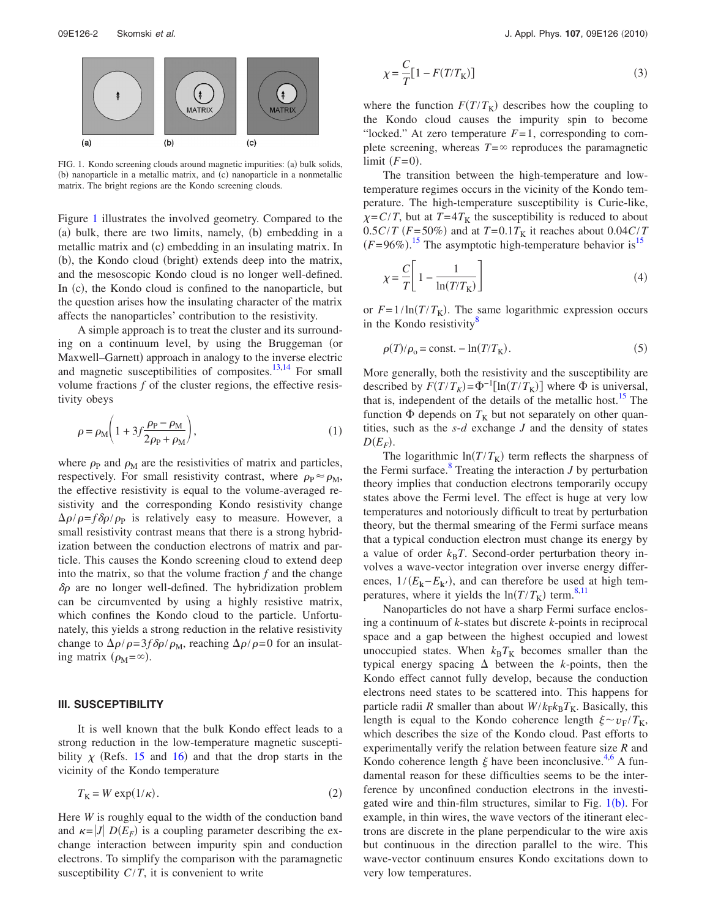FIG. 1. Kondo screening clouds around magnetic impurities: (a) bulk solids, (b) nanoparticle in a metallic matrix, and (c) nanoparticle in a nonmetallic matrix. The bright regions are the Kondo screening clouds.

Figure 1 illustrates the involved geometry. Compared to the (a) bulk, there are two limits, namely, (b) embedding in a metallic matrix and (c) embedding in an insulating matrix. In (b), the Kondo cloud (bright) extends deep into the matrix, and the mesoscopic Kondo cloud is no longer well-defined. In (c), the Kondo cloud is confined to the nanoparticle, but the question arises how the insulating character of the matrix affects the nanoparticles' contribution to the resistivity.

A simple approach is to treat the cluster and its surrounding on a continuum level, by using the Bruggeman (or Maxwell–Garnett) approach in analogy to the inverse electric and magnetic susceptibilities of composites.[13,14] For small volume fractions $f$ of the cluster regions, the effective resistivity obeys

$$\rho = \rho_M \left(1 + 3f \frac{\rho_P - \rho_M}{2\rho_P + \rho_M}\right), \tag{1}$$

where $\rho_P$ and $\rho_M$ are the resistivities of matrix and particles, respectively. For small resistivity contrast, where $\rho_P \approx \rho_M$, the effective resistivity is equal to the volume-averaged resistivity and the corresponding Kondo resistivity change $\Delta\rho/\rho = f\delta\rho/\rho_P$ is relatively easy to measure. However, a small resistivity contrast means that there is a strong hybridization between the conduction electrons of matrix and particle. This causes the Kondo screening cloud to extend deep into the matrix, so that the volume fraction $f$ and the change $\delta\rho$ are no longer well-defined. The hybridization problem can be circumvented by using a highly resistive matrix, which confines the Kondo cloud to the particle. Unfortunately, this yields a strong reduction in the relative resistivity change to $\Delta\rho/\rho = 3f\delta\rho/\rho_M$, reaching $\Delta\rho/\rho = 0$ for an insulating matrix ($\rho_M = \infty$).

## III. SUSCEPTIBILITY

It is well known that the bulk Kondo effect leads to a strong reduction in the low-temperature magnetic susceptibility $\chi$ (Refs. 15 and 16) and that the drop starts in the vicinity of the Kondo temperature

$$T_K = W \exp(1/\kappa). \tag{2}$$

Here $W$ is roughly equal to the width of the conduction band and $\kappa = |J|\, D(E_F)$ is a coupling parameter describing the exchange interaction between impurity spin and conduction electrons. To simplify the comparison with the paramagnetic susceptibility $C/T$, it is convenient to write

$$\chi = \frac{C}{T}[1 - F(T/T_K)] \tag{3}$$

where the function $F(T/T_K)$ describes how the coupling to the Kondo cloud causes the impurity spin to become "locked." At zero temperature $F=1$, corresponding to complete screening, whereas $T=\infty$ reproduces the paramagnetic limit ($F=0$).

The transition between the high-temperature and low-temperature regimes occurs in the vicinity of the Kondo temperature. The high-temperature susceptibility is Curie-like, $\chi = C/T$, but at $T = 4T_K$ the susceptibility is reduced to about $0.5C/T$ ($F = 50\%$) and at $T = 0.1T_K$ it reaches about $0.04C/T$ ($F = 96\%$).[15] The asymptotic high-temperature behavior is[15]

$$\chi = \frac{C}{T}\left[1 - \frac{1}{\ln(T/T_K)}\right] \tag{4}$$

or $F = 1/\ln(T/T_K)$. The same logarithmic expression occurs in the Kondo resistivity[8]

$$\rho(T)/\rho_o = \text{const.} - \ln(T/T_K). \tag{5}$$

More generally, both the resistivity and the susceptibility are described by $F(T/T_K) = \Phi^{-1}[\ln(T/T_K)]$ where $\Phi$ is universal, that is, independent of the details of the metallic host.[15] The function $\Phi$ depends on $T_K$ but not separately on other quantities, such as the $s$-$d$ exchange $J$ and the density of states $D(E_F)$.

The logarithmic $\ln(T/T_K)$ term reflects the sharpness of the Fermi surface.[8] Treating the interaction $J$ by perturbation theory implies that conduction electrons temporarily occupy states above the Fermi level. The effect is huge at very low temperatures and notoriously difficult to treat by perturbation theory, but the thermal smearing of the Fermi surface means that a typical conduction electron must change its energy by a value of order $k_B T$. Second-order perturbation theory involves a wave-vector integration over inverse energy differences, $1/(E_{\mathbf{k}} - E_{\mathbf{k}'})$, and can therefore be used at high temperatures, where it yields the $\ln(T/T_K)$ term.[8,11]

Nanoparticles do not have a sharp Fermi surface enclosing a continuum of $k$-states but discrete $k$-points in reciprocal space and a gap between the highest occupied and lowest unoccupied states. When $k_B T_K$ becomes smaller than the typical energy spacing $\Delta$ between the $k$-points, then the Kondo effect cannot fully develop, because the conduction electrons need states to be scattered into. This happens for particle radii $R$ smaller than about $W/k_F k_B T_K$. Basically, this length is equal to the Kondo coherence length $\xi \sim v_F/T_K$, which describes the size of the Kondo cloud. Past efforts to experimentally verify the relation between feature size $R$ and Kondo coherence length $\xi$ have been inconclusive.[4,6] A fundamental reason for these difficulties seems to be the interference by unconfined conduction electrons in the investigated wire and thin-film structures, similar to Fig. 1(b). For example, in thin wires, the wave vectors of the itinerant electrons are discrete in the plane perpendicular to the wire axis but continuous in the direction parallel to the wire. This wave-vector continuum ensures Kondo excitations down to very low temperatures.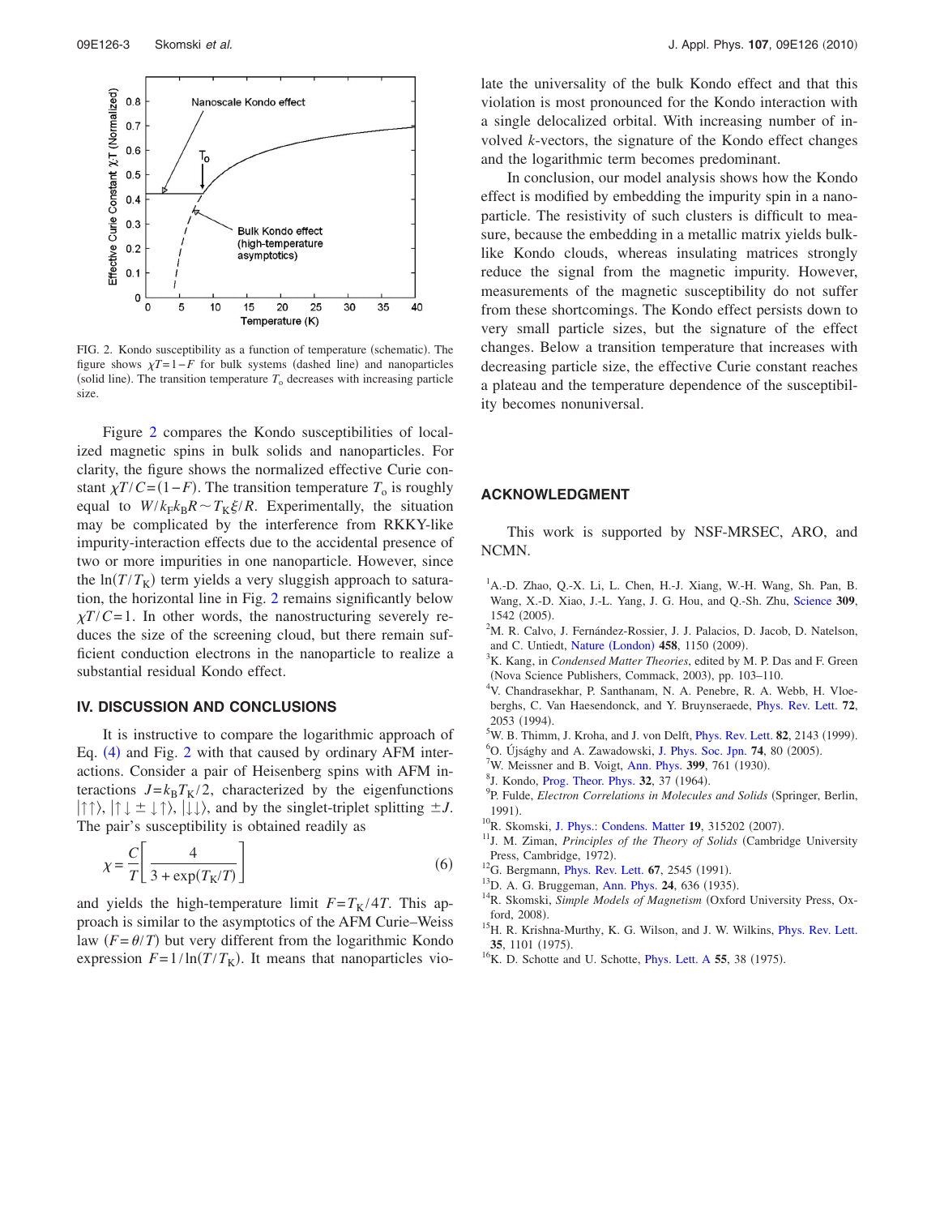Effective Curie Constant χT (Normalized)

0.8
0.7
0.6
0.5
0.4
0.3
0.2
0.1
0

Nanoscale Kondo effect

$T_o$

Bulk Kondo effect
(high-temperature
asymptotics)

0 5 10 15 20 25 30 35 40

Temperature (K)

FIG. 2. Kondo susceptibility as a function of temperature (schematic). The figure shows $\chi T = 1 - F$ for bulk systems (dashed line) and nanoparticles (solid line). The transition temperature $T_o$ decreases with increasing particle size.

Figure 2 compares the Kondo susceptibilities of localized magnetic spins in bulk solids and nanoparticles. For clarity, the figure shows the normalized effective Curie constant $\chi T/C = (1-F)$. The transition temperature $T_o$ is roughly equal to $W/k_F k_B R \sim T_K \xi / R$. Experimentally, the situation may be complicated by the interference from RKKY-like impurity-interaction effects due to the accidental presence of two or more impurities in one nanoparticle. However, since the $\ln(T/T_K)$ term yields a very sluggish approach to saturation, the horizontal line in Fig. 2 remains significantly below $\chi T/C = 1$. In other words, the nanostructuring severely reduces the size of the screening cloud, but there remain sufficient conduction electrons in the nanoparticle to realize a substantial residual Kondo effect.

## IV. DISCUSSION AND CONCLUSIONS

It is instructive to compare the logarithmic approach of Eq. (4) and Fig. 2 with that caused by ordinary AFM interactions. Consider a pair of Heisenberg spins with AFM interactions $J = k_B T_K / 2$, characterized by the eigenfunctions $|\uparrow\uparrow\rangle$, $|\uparrow\downarrow \pm \downarrow\uparrow\rangle$, $|\downarrow\downarrow\rangle$, and by the singlet-triplet splitting $\pm J$. The pair's susceptibility is obtained readily as

$$\chi = \frac{C}{T}\left[\frac{4}{3 + \exp(T_K/T)}\right] \tag{6}$$

and yields the high-temperature limit $F = T_K / 4T$. This approach is similar to the asymptotics of the AFM Curie–Weiss law ($F = \theta / T$) but very different from the logarithmic Kondo expression $F = 1/\ln(T/T_K)$. It means that nanoparticles violate the universality of the bulk Kondo effect and that this violation is most pronounced for the Kondo interaction with a single delocalized orbital. With increasing number of involved $k$-vectors, the signature of the Kondo effect changes and the logarithmic term becomes predominant.

In conclusion, our model analysis shows how the Kondo effect is modified by embedding the impurity spin in a nanoparticle. The resistivity of such clusters is difficult to measure, because the embedding in a metallic matrix yields bulk-like Kondo clouds, whereas insulating matrices strongly reduce the signal from the magnetic impurity. However, measurements of the magnetic susceptibility do not suffer from these shortcomings. The Kondo effect persists down to very small particle sizes, but the signature of the effect changes. Below a transition temperature that increases with decreasing particle size, the effective Curie constant reaches a plateau and the temperature dependence of the susceptibility becomes nonuniversal.

## ACKNOWLEDGMENT

This work is supported by NSF-MRSEC, ARO, and NCMN.

[1] A.-D. Zhao, Q.-X. Li, L. Chen, H.-J. Xiang, W.-H. Wang, Sh. Pan, B. Wang, X.-D. Xiao, J.-L. Yang, J. G. Hou, and Q.-Sh. Zhu, Science **309**, 1542 (2005).

[2] M. R. Calvo, J. Fernández-Rossier, J. J. Palacios, D. Jacob, D. Natelson, and C. Untiedt, Nature (London) **458**, 1150 (2009).

[3] K. Kang, in *Condensed Matter Theories*, edited by M. P. Das and F. Green (Nova Science Publishers, Commack, 2003), pp. 103–110.

[4] V. Chandrasekhar, P. Santhanam, N. A. Penebre, R. A. Webb, H. Vloeberghs, C. Van Haesendonck, and Y. Bruynseraede, Phys. Rev. Lett. **72**, 2053 (1994).

[5] W. B. Thimm, J. Kroha, and J. von Delft, Phys. Rev. Lett. **82**, 2143 (1999).

[6] O. Újsághy and A. Zawadowski, J. Phys. Soc. Jpn. **74**, 80 (2005).

[7] W. Meissner and B. Voigt, Ann. Phys. **399**, 761 (1930).

[8] J. Kondo, Prog. Theor. Phys. **32**, 37 (1964).

[9] P. Fulde, *Electron Correlations in Molecules and Solids* (Springer, Berlin, 1991).

[10] R. Skomski, J. Phys.: Condens. Matter **19**, 315202 (2007).

[11] J. M. Ziman, *Principles of the Theory of Solids* (Cambridge University Press, Cambridge, 1972).

[12] G. Bergmann, Phys. Rev. Lett. **67**, 2545 (1991).

[13] D. A. G. Bruggeman, Ann. Phys. **24**, 636 (1935).

[14] R. Skomski, *Simple Models of Magnetism* (Oxford University Press, Oxford, 2008).

[15] H. R. Krishna-Murthy, K. G. Wilson, and J. W. Wilkins, Phys. Rev. Lett. **35**, 1101 (1975).

[16] K. D. Schotte and U. Schotte, Phys. Lett. A **55**, 38 (1975).